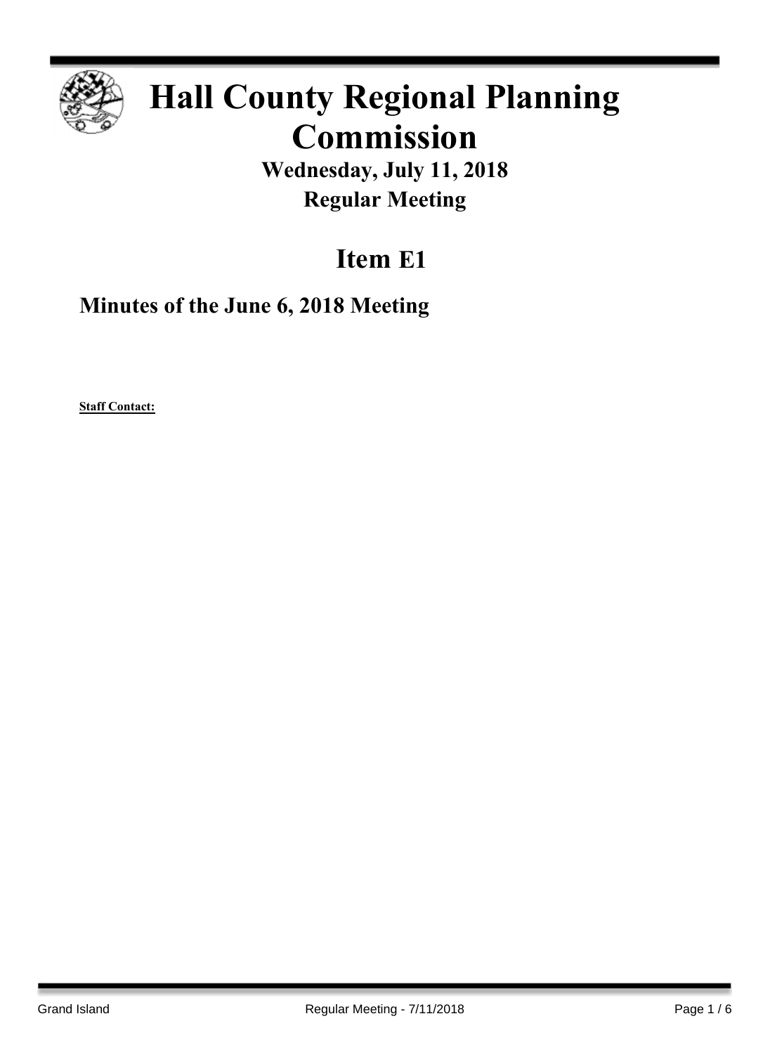# Hall County Regional Planning Commission

**Wednesday, July 11, 2018**

**Regular Meeting**

## Item E1

### Minutes of the June 6, 2018 Meeting

**Staff Contact:**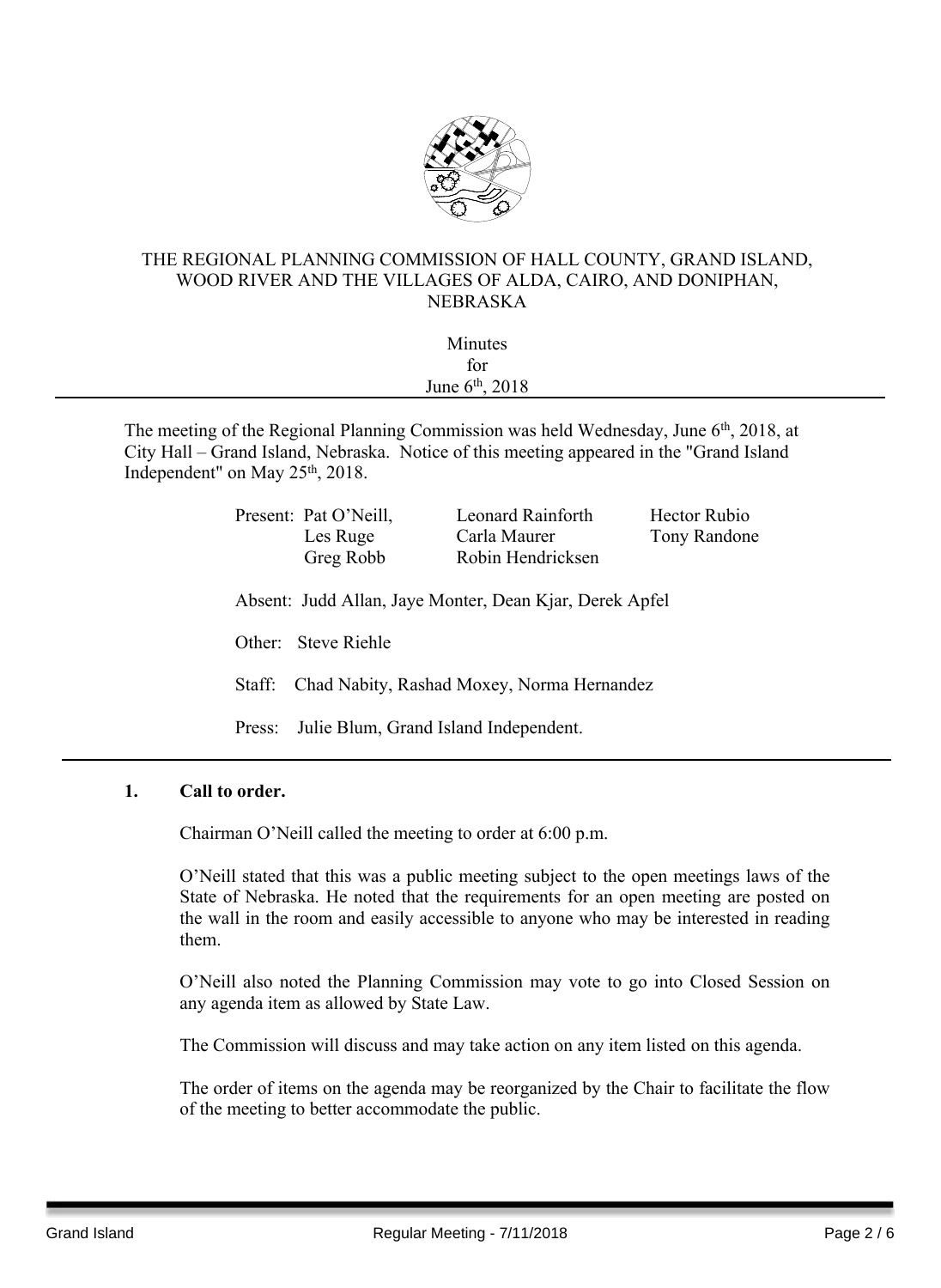THE REGIONAL PLANNING COMMISSION OF HALL COUNTY, GRAND ISLAND, WOOD RIVER AND THE VILLAGES OF ALDA, CAIRO, AND DONIPHAN, NEBRASKA

Minutes
for
June 6th, 2018

---

The meeting of the Regional Planning Commission was held Wednesday, June 6th, 2018, at City Hall – Grand Island, Nebraska. Notice of this meeting appeared in the "Grand Island Independent" on May 25th, 2018.

Present: Pat O'Neill, Leonard Rainforth, Hector Rubio, Les Ruge, Carla Maurer, Tony Randone, Greg Robb, Robin Hendricksen

Absent: Judd Allan, Jaye Monter, Dean Kjar, Derek Apfel

Other: Steve Riehle

Staff: Chad Nabity, Rashad Moxey, Norma Hernandez

Press: Julie Blum, Grand Island Independent.

---

**1. Call to order.**

Chairman O'Neill called the meeting to order at 6:00 p.m.

O'Neill stated that this was a public meeting subject to the open meetings laws of the State of Nebraska. He noted that the requirements for an open meeting are posted on the wall in the room and easily accessible to anyone who may be interested in reading them.

O'Neill also noted the Planning Commission may vote to go into Closed Session on any agenda item as allowed by State Law.

The Commission will discuss and may take action on any item listed on this agenda.

The order of items on the agenda may be reorganized by the Chair to facilitate the flow of the meeting to better accommodate the public.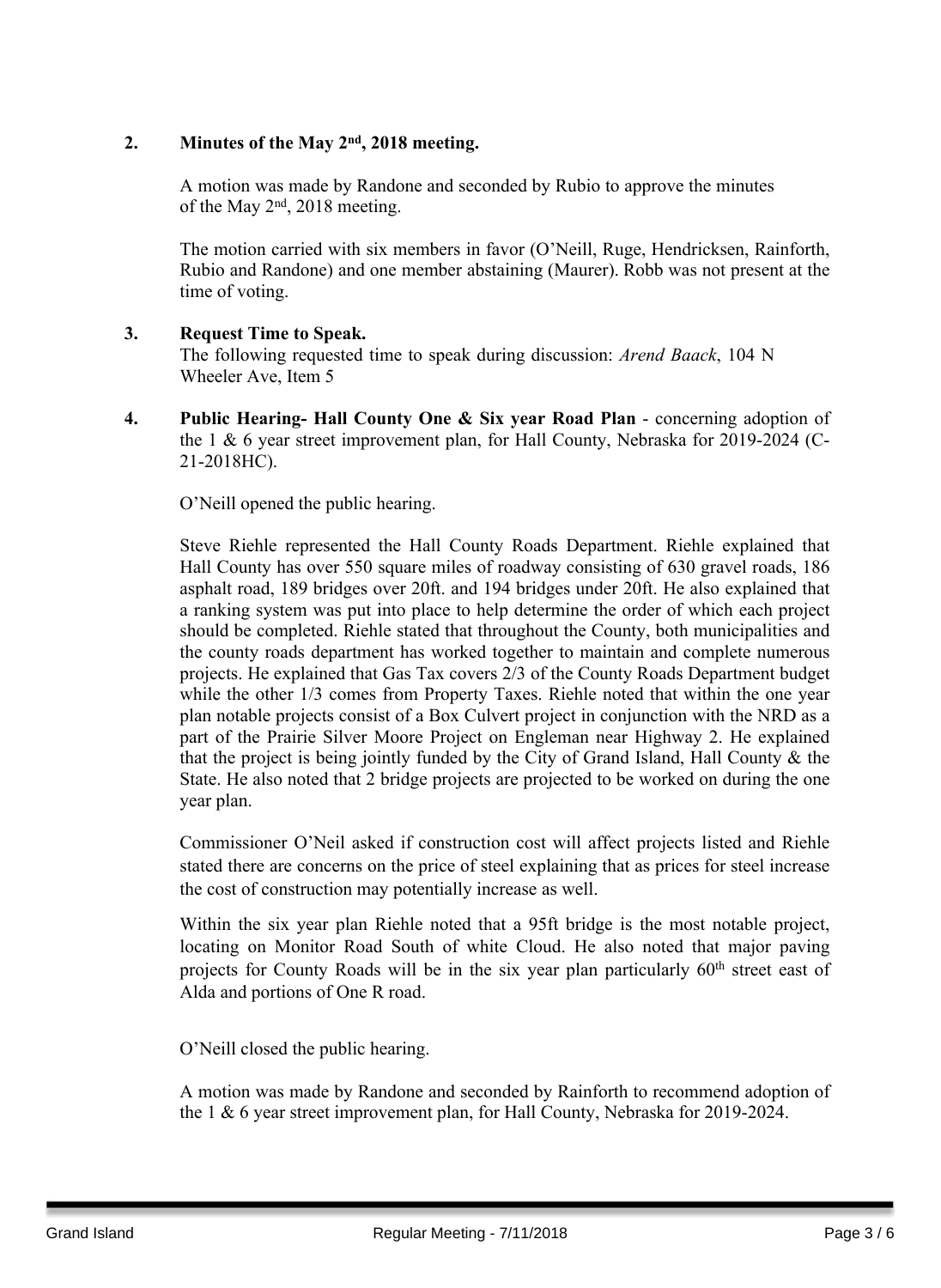**2. Minutes of the May 2nd, 2018 meeting.**

A motion was made by Randone and seconded by Rubio to approve the minutes of the May 2nd, 2018 meeting.

The motion carried with six members in favor (O'Neill, Ruge, Hendricksen, Rainforth, Rubio and Randone) and one member abstaining (Maurer). Robb was not present at the time of voting.

**3. Request Time to Speak.**

The following requested time to speak during discussion: *Arend Baack*, 104 N Wheeler Ave, Item 5

**4. Public Hearing- Hall County One & Six year Road Plan** - concerning adoption of the 1 & 6 year street improvement plan, for Hall County, Nebraska for 2019-2024 (C-21-2018HC).

O'Neill opened the public hearing.

Steve Riehle represented the Hall County Roads Department. Riehle explained that Hall County has over 550 square miles of roadway consisting of 630 gravel roads, 186 asphalt road, 189 bridges over 20ft. and 194 bridges under 20ft. He also explained that a ranking system was put into place to help determine the order of which each project should be completed. Riehle stated that throughout the County, both municipalities and the county roads department has worked together to maintain and complete numerous projects. He explained that Gas Tax covers 2/3 of the County Roads Department budget while the other 1/3 comes from Property Taxes. Riehle noted that within the one year plan notable projects consist of a Box Culvert project in conjunction with the NRD as a part of the Prairie Silver Moore Project on Engleman near Highway 2. He explained that the project is being jointly funded by the City of Grand Island, Hall County & the State. He also noted that 2 bridge projects are projected to be worked on during the one year plan.

Commissioner O'Neil asked if construction cost will affect projects listed and Riehle stated there are concerns on the price of steel explaining that as prices for steel increase the cost of construction may potentially increase as well.

Within the six year plan Riehle noted that a 95ft bridge is the most notable project, locating on Monitor Road South of white Cloud. He also noted that major paving projects for County Roads will be in the six year plan particularly 60th street east of Alda and portions of One R road.

O'Neill closed the public hearing.

A motion was made by Randone and seconded by Rainforth to recommend adoption of the 1 & 6 year street improvement plan, for Hall County, Nebraska for 2019-2024.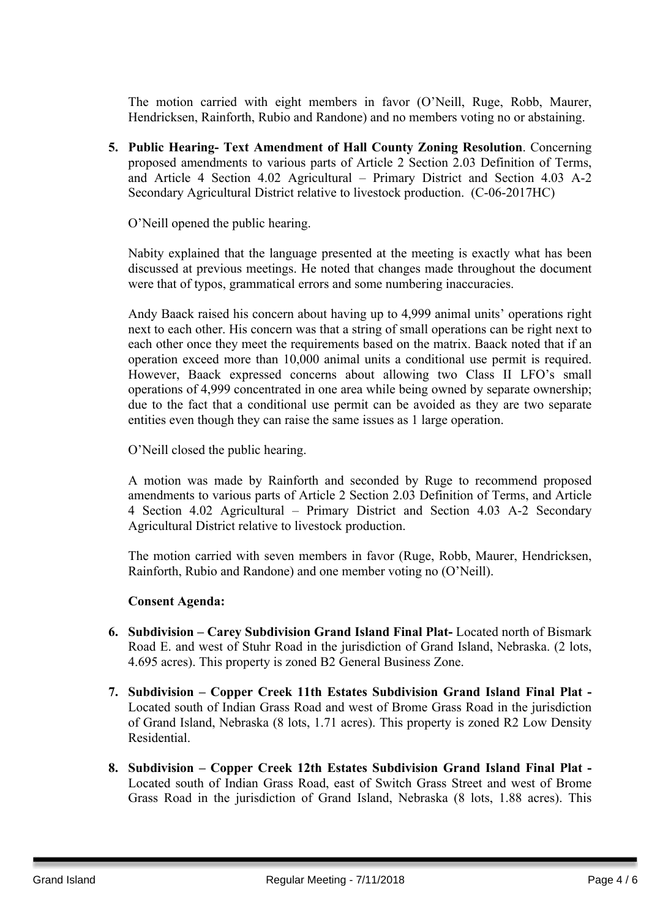The motion carried with eight members in favor (O'Neill, Ruge, Robb, Maurer, Hendricksen, Rainforth, Rubio and Randone) and no members voting no or abstaining.

5. **Public Hearing- Text Amendment of Hall County Zoning Resolution**. Concerning proposed amendments to various parts of Article 2 Section 2.03 Definition of Terms, and Article 4 Section 4.02 Agricultural – Primary District and Section 4.03 A-2 Secondary Agricultural District relative to livestock production. (C-06-2017HC)

   O'Neill opened the public hearing.

   Nabity explained that the language presented at the meeting is exactly what has been discussed at previous meetings. He noted that changes made throughout the document were that of typos, grammatical errors and some numbering inaccuracies.

   Andy Baack raised his concern about having up to 4,999 animal units' operations right next to each other. His concern was that a string of small operations can be right next to each other once they meet the requirements based on the matrix. Baack noted that if an operation exceed more than 10,000 animal units a conditional use permit is required. However, Baack expressed concerns about allowing two Class II LFO's small operations of 4,999 concentrated in one area while being owned by separate ownership; due to the fact that a conditional use permit can be avoided as they are two separate entities even though they can raise the same issues as 1 large operation.

   O'Neill closed the public hearing.

   A motion was made by Rainforth and seconded by Ruge to recommend proposed amendments to various parts of Article 2 Section 2.03 Definition of Terms, and Article 4 Section 4.02 Agricultural – Primary District and Section 4.03 A-2 Secondary Agricultural District relative to livestock production.

   The motion carried with seven members in favor (Ruge, Robb, Maurer, Hendricksen, Rainforth, Rubio and Randone) and one member voting no (O'Neill).

   **Consent Agenda:**

6. **Subdivision – Carey Subdivision Grand Island Final Plat-** Located north of Bismark Road E. and west of Stuhr Road in the jurisdiction of Grand Island, Nebraska. (2 lots, 4.695 acres). This property is zoned B2 General Business Zone.

7. **Subdivision – Copper Creek 11th Estates Subdivision Grand Island Final Plat -** Located south of Indian Grass Road and west of Brome Grass Road in the jurisdiction of Grand Island, Nebraska (8 lots, 1.71 acres). This property is zoned R2 Low Density Residential.

8. **Subdivision – Copper Creek 12th Estates Subdivision Grand Island Final Plat -** Located south of Indian Grass Road, east of Switch Grass Street and west of Brome Grass Road in the jurisdiction of Grand Island, Nebraska (8 lots, 1.88 acres). This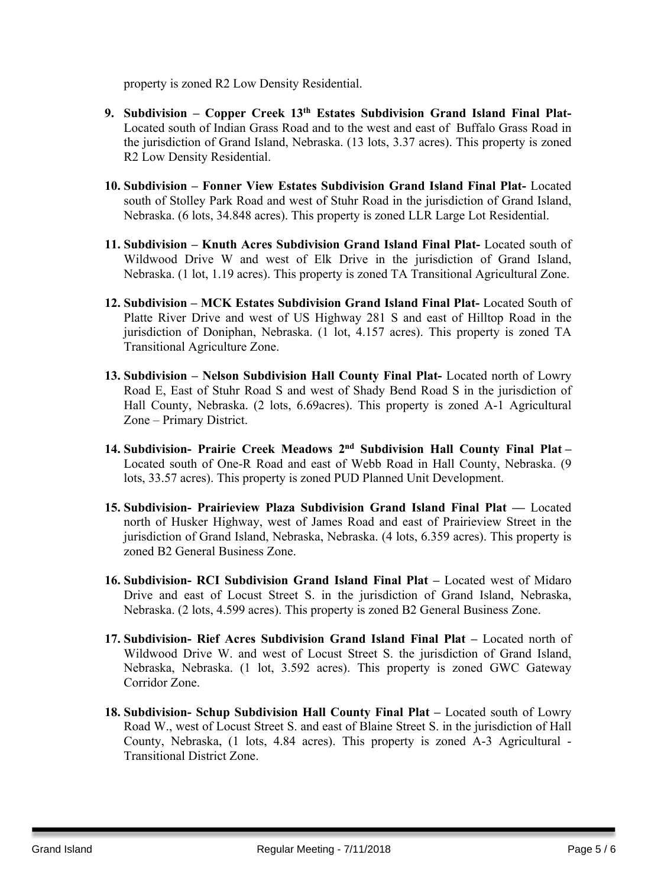property is zoned R2 Low Density Residential.

9. **Subdivision – Copper Creek 13th Estates Subdivision Grand Island Final Plat-** Located south of Indian Grass Road and to the west and east of Buffalo Grass Road in the jurisdiction of Grand Island, Nebraska. (13 lots, 3.37 acres). This property is zoned R2 Low Density Residential.

10. **Subdivision – Fonner View Estates Subdivision Grand Island Final Plat-** Located south of Stolley Park Road and west of Stuhr Road in the jurisdiction of Grand Island, Nebraska. (6 lots, 34.848 acres). This property is zoned LLR Large Lot Residential.

11. **Subdivision – Knuth Acres Subdivision Grand Island Final Plat-** Located south of Wildwood Drive W and west of Elk Drive in the jurisdiction of Grand Island, Nebraska. (1 lot, 1.19 acres). This property is zoned TA Transitional Agricultural Zone.

12. **Subdivision – MCK Estates Subdivision Grand Island Final Plat-** Located South of Platte River Drive and west of US Highway 281 S and east of Hilltop Road in the jurisdiction of Doniphan, Nebraska. (1 lot, 4.157 acres). This property is zoned TA Transitional Agriculture Zone.

13. **Subdivision – Nelson Subdivision Hall County Final Plat-** Located north of Lowry Road E, East of Stuhr Road S and west of Shady Bend Road S in the jurisdiction of Hall County, Nebraska. (2 lots, 6.69acres). This property is zoned A-1 Agricultural Zone – Primary District.

14. **Subdivision- Prairie Creek Meadows 2nd Subdivision Hall County Final Plat –** Located south of One-R Road and east of Webb Road in Hall County, Nebraska. (9 lots, 33.57 acres). This property is zoned PUD Planned Unit Development.

15. **Subdivision- Prairieview Plaza Subdivision Grand Island Final Plat —** Located north of Husker Highway, west of James Road and east of Prairieview Street in the jurisdiction of Grand Island, Nebraska, Nebraska. (4 lots, 6.359 acres). This property is zoned B2 General Business Zone.

16. **Subdivision- RCI Subdivision Grand Island Final Plat –** Located west of Midaro Drive and east of Locust Street S. in the jurisdiction of Grand Island, Nebraska, Nebraska. (2 lots, 4.599 acres). This property is zoned B2 General Business Zone.

17. **Subdivision- Rief Acres Subdivision Grand Island Final Plat –** Located north of Wildwood Drive W. and west of Locust Street S. the jurisdiction of Grand Island, Nebraska, Nebraska. (1 lot, 3.592 acres). This property is zoned GWC Gateway Corridor Zone.

18. **Subdivision- Schup Subdivision Hall County Final Plat –** Located south of Lowry Road W., west of Locust Street S. and east of Blaine Street S. in the jurisdiction of Hall County, Nebraska, (1 lots, 4.84 acres). This property is zoned A-3 Agricultural - Transitional District Zone.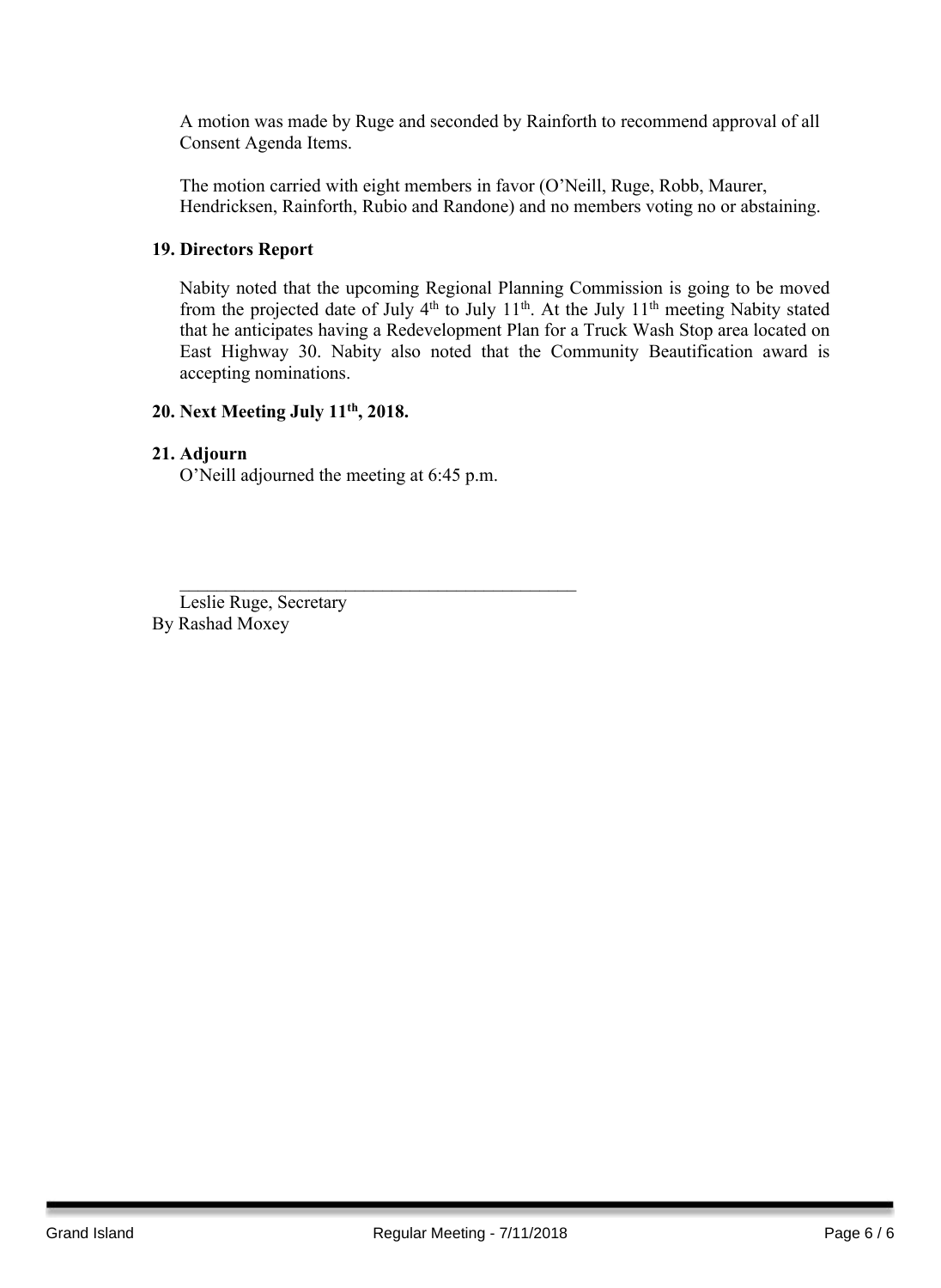A motion was made by Ruge and seconded by Rainforth to recommend approval of all Consent Agenda Items.

The motion carried with eight members in favor (O'Neill, Ruge, Robb, Maurer, Hendricksen, Rainforth, Rubio and Randone) and no members voting no or abstaining.

**19. Directors Report**

Nabity noted that the upcoming Regional Planning Commission is going to be moved from the projected date of July 4th to July 11th. At the July 11th meeting Nabity stated that he anticipates having a Redevelopment Plan for a Truck Wash Stop area located on East Highway 30. Nabity also noted that the Community Beautification award is accepting nominations.

**20. Next Meeting July 11th, 2018.**

**21. Adjourn**

O'Neill adjourned the meeting at 6:45 p.m.

\_\_\_\_\_\_\_\_\_\_\_\_\_\_\_\_\_\_\_\_\_\_\_\_\_\_\_\_\_\_\_\_\_\_\_\_\_\_\_\_\_\_\_\_

Leslie Ruge, Secretary

By Rashad Moxey